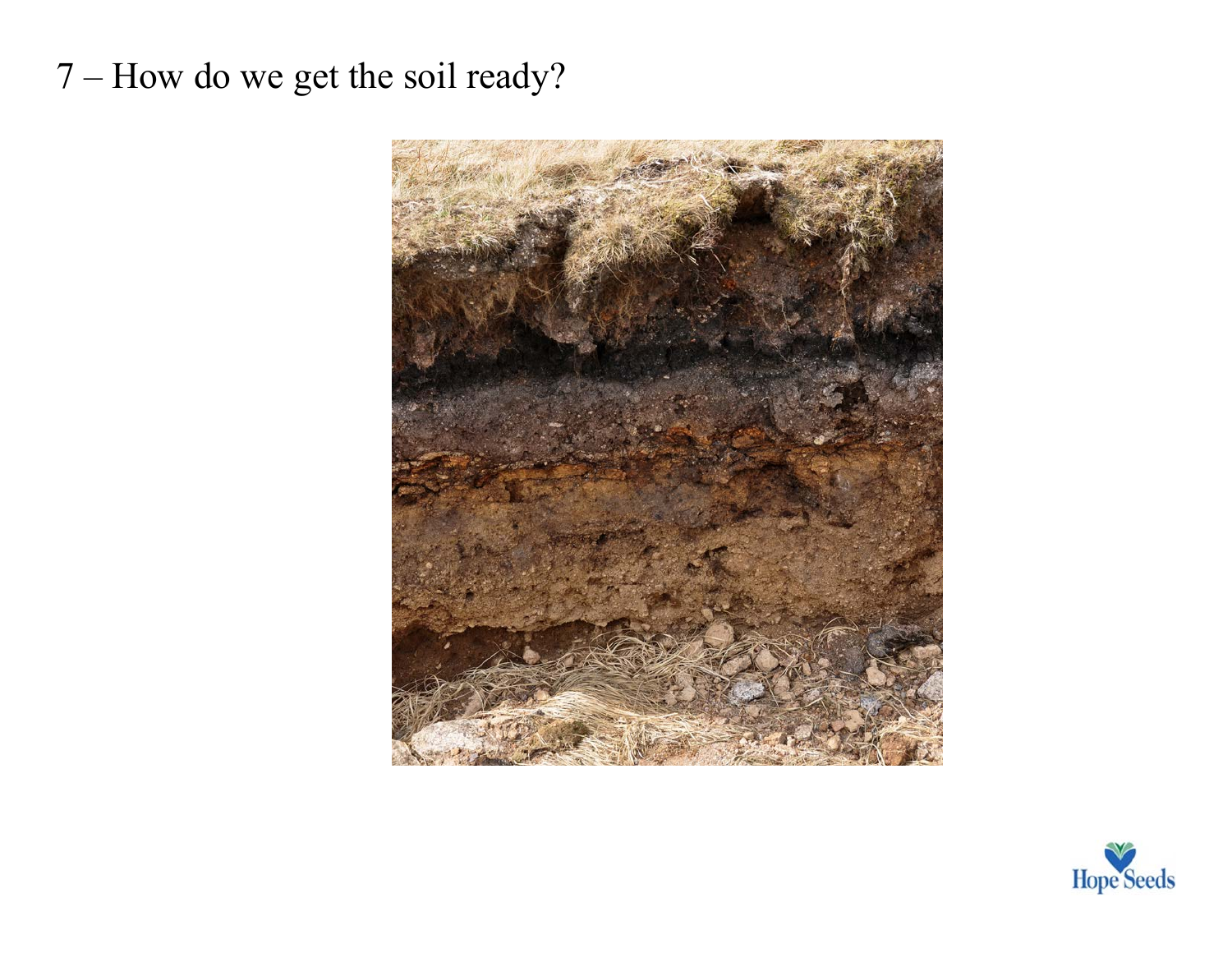# 7 – How do we get the soil ready?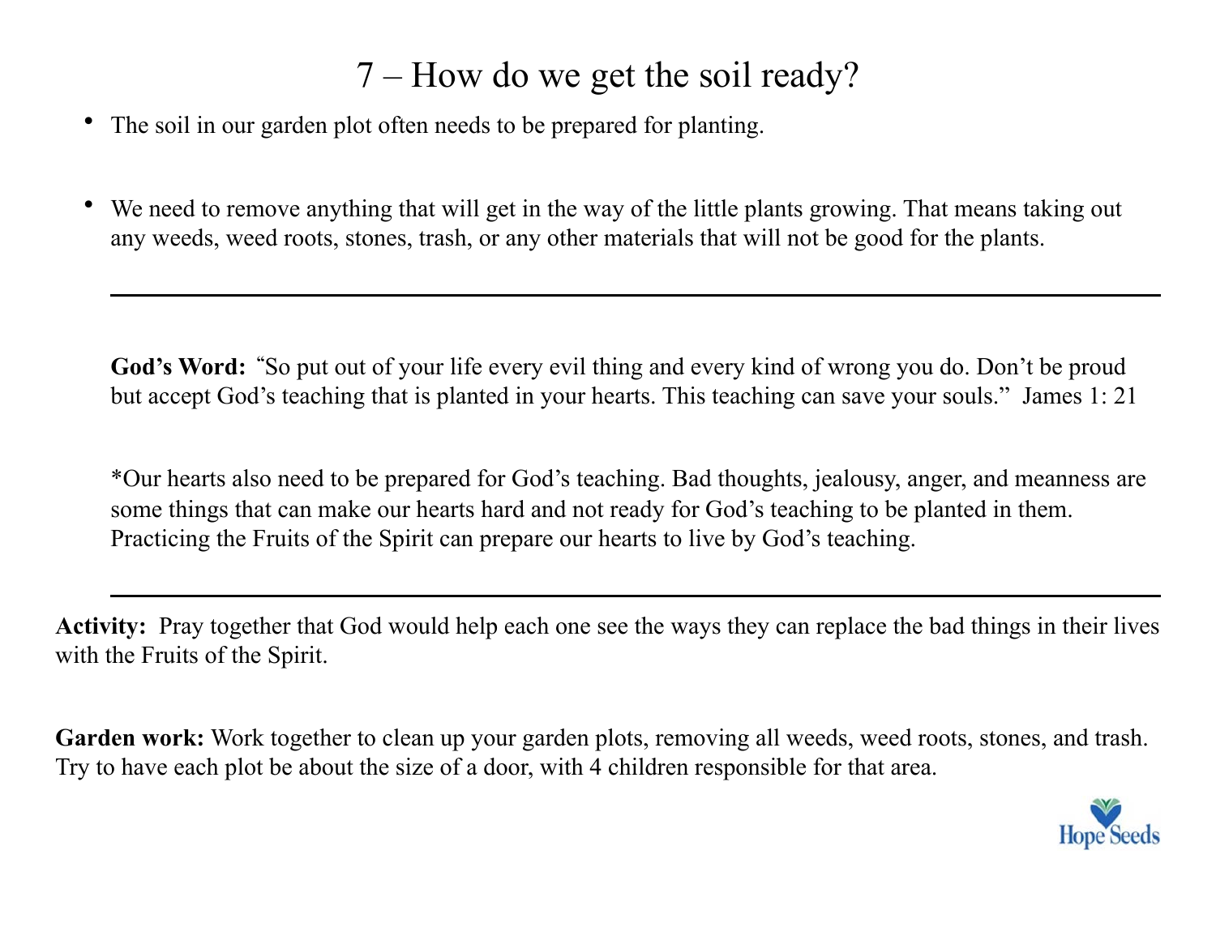# 7 – How do we get the soil ready?

- The soil in our garden plot often needs to be prepared for planting.
- We need to remove anything that will get in the way of the little plants growing. That means taking out any weeds, weed roots, stones, trash, or any other materials that will not be good for the plants.

---

**God's Word:** "So put out of your life every evil thing and every kind of wrong you do. Don't be proud but accept God's teaching that is planted in your hearts. This teaching can save your souls." James 1: 21

*Our hearts also need to be prepared for God's teaching. Bad thoughts, jealousy, anger, and meanness are some things that can make our hearts hard and not ready for God's teaching to be planted in them. Practicing the Fruits of the Spirit can prepare our hearts to live by God's teaching.

---

**Activity:** Pray together that God would help each one see the ways they can replace the bad things in their lives with the Fruits of the Spirit.

**Garden work:** Work together to clean up your garden plots, removing all weeds, weed roots, stones, and trash. Try to have each plot be about the size of a door, with 4 children responsible for that area.

Hope Seeds